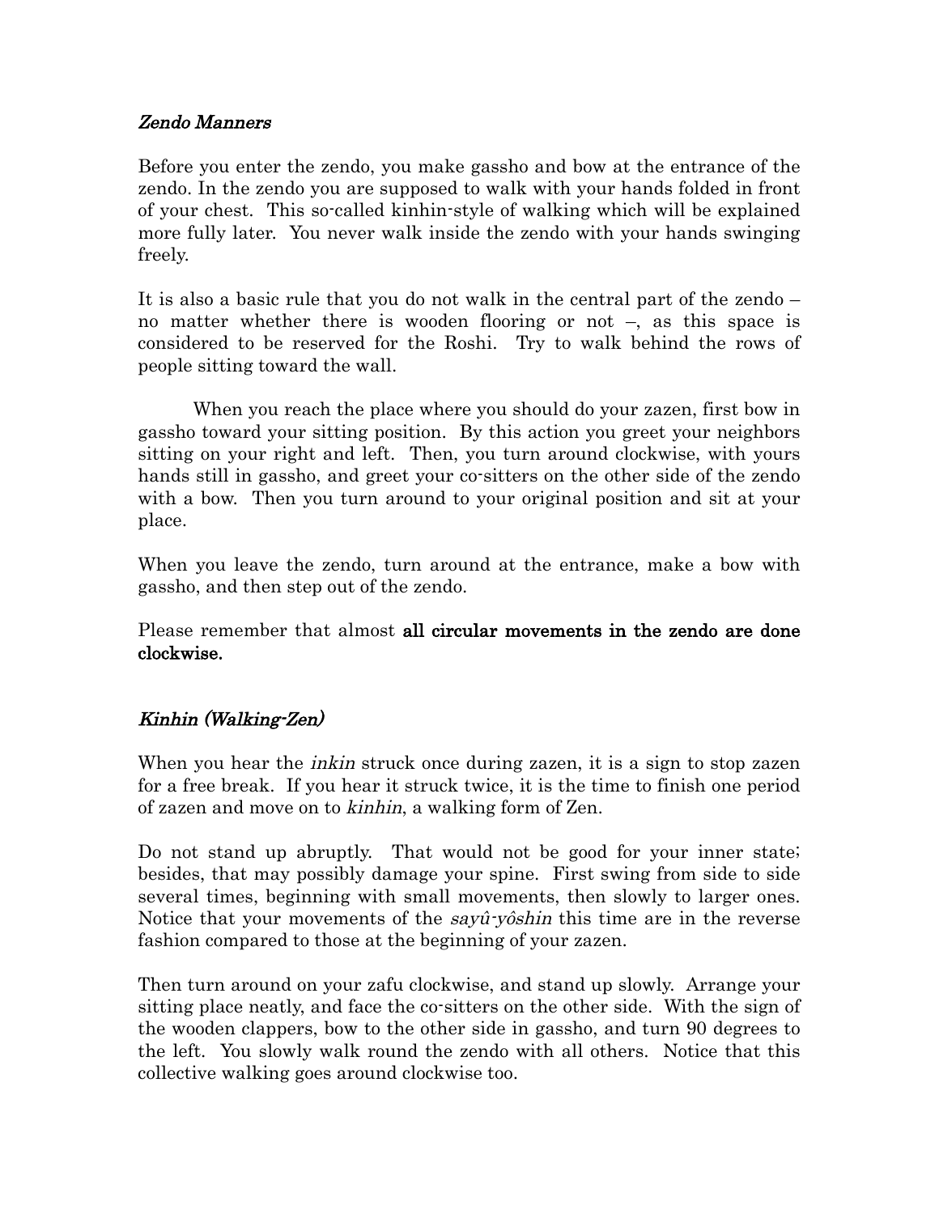## *Zendo Manners*

Before you enter the zendo, you make gassho and bow at the entrance of the zendo. In the zendo you are supposed to walk with your hands folded in front of your chest. This so-called kinhin-style of walking which will be explained more fully later. You never walk inside the zendo with your hands swinging freely.

It is also a basic rule that you do not walk in the central part of the zendo – no matter whether there is wooden flooring or not –, as this space is considered to be reserved for the Roshi. Try to walk behind the rows of people sitting toward the wall.

When you reach the place where you should do your zazen, first bow in gassho toward your sitting position. By this action you greet your neighbors sitting on your right and left. Then, you turn around clockwise, with yours hands still in gassho, and greet your co-sitters on the other side of the zendo with a bow. Then you turn around to your original position and sit at your place.

When you leave the zendo, turn around at the entrance, make a bow with gassho, and then step out of the zendo.

Please remember that almost **all circular movements in the zendo are done clockwise.**

## *Kinhin (Walking-Zen)*

When you hear the *inkin* struck once during zazen, it is a sign to stop zazen for a free break. If you hear it struck twice, it is the time to finish one period of zazen and move on to *kinhin*, a walking form of Zen.

Do not stand up abruptly. That would not be good for your inner state; besides, that may possibly damage your spine. First swing from side to side several times, beginning with small movements, then slowly to larger ones. Notice that your movements of the *sayû-yôshin* this time are in the reverse fashion compared to those at the beginning of your zazen.

Then turn around on your zafu clockwise, and stand up slowly. Arrange your sitting place neatly, and face the co-sitters on the other side. With the sign of the wooden clappers, bow to the other side in gassho, and turn 90 degrees to the left. You slowly walk round the zendo with all others. Notice that this collective walking goes around clockwise too.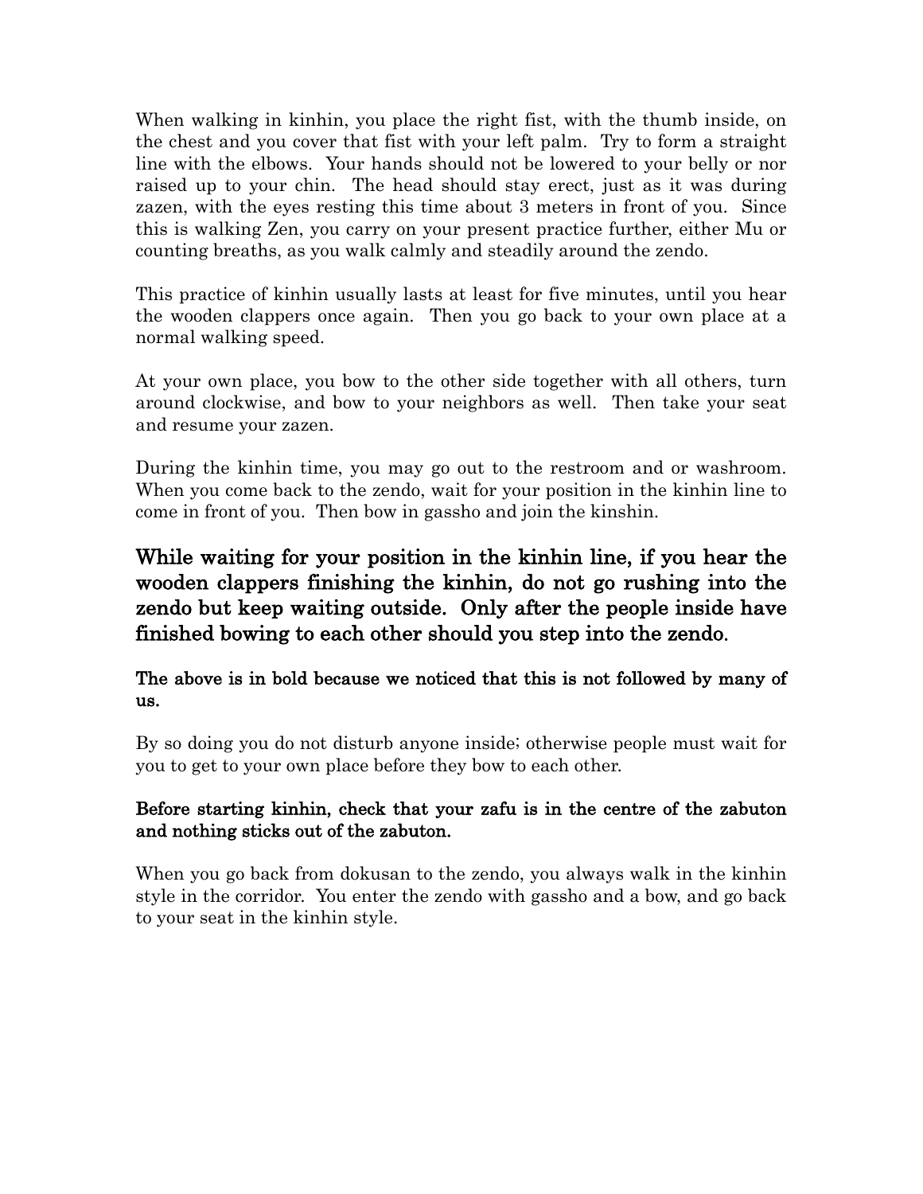When walking in kinhin, you place the right fist, with the thumb inside, on the chest and you cover that fist with your left palm. Try to form a straight line with the elbows. Your hands should not be lowered to your belly or nor raised up to your chin. The head should stay erect, just as it was during zazen, with the eyes resting this time about 3 meters in front of you. Since this is walking Zen, you carry on your present practice further, either Mu or counting breaths, as you walk calmly and steadily around the zendo.

This practice of kinhin usually lasts at least for five minutes, until you hear the wooden clappers once again. Then you go back to your own place at a normal walking speed.

At your own place, you bow to the other side together with all others, turn around clockwise, and bow to your neighbors as well. Then take your seat and resume your zazen.

During the kinhin time, you may go out to the restroom and or washroom. When you come back to the zendo, wait for your position in the kinhin line to come in front of you. Then bow in gassho and join the kinshin.

**While waiting for your position in the kinhin line, if you hear the wooden clappers finishing the kinhin, do not go rushing into the zendo but keep waiting outside. Only after the people inside have finished bowing to each other should you step into the zendo.**

**The above is in bold because we noticed that this is not followed by many of us.**

By so doing you do not disturb anyone inside; otherwise people must wait for you to get to your own place before they bow to each other.

**Before starting kinhin, check that your zafu is in the centre of the zabuton and nothing sticks out of the zabuton.**

When you go back from dokusan to the zendo, you always walk in the kinhin style in the corridor. You enter the zendo with gassho and a bow, and go back to your seat in the kinhin style.